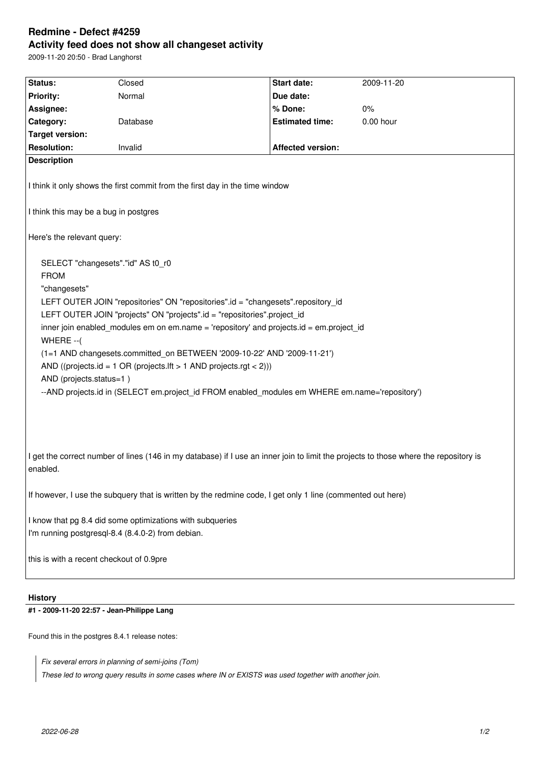# Redmine - Defect #4259

## Activity feed does not show all changeset activity

2009-11-20 20:50 - Brad Langhorst

| Status: | Closed | Start date: | 2009-11-20 |
|---|---|---|---|
| Priority: | Normal | Due date: | |
| Assignee: | | % Done: | 0% |
| Category: | Database | Estimated time: | 0.00 hour |
| Target version: | | | |
| Resolution: | Invalid | Affected version: | |

**Description**

I think it only shows the first commit from the first day in the time window

I think this may be a bug in postgres

Here's the relevant query:

```
SELECT "changesets"."id" AS t0_r0
FROM
"changesets"
LEFT OUTER JOIN "repositories" ON "repositories".id = "changesets".repository_id
LEFT OUTER JOIN "projects" ON "projects".id = "repositories".project_id
inner join enabled_modules em on em.name = 'repository' and projects.id = em.project_id
WHERE --(
(1=1 AND changesets.committed_on BETWEEN '2009-10-22' AND '2009-11-21')
AND ((projects.id = 1 OR (projects.lft > 1 AND projects.rgt < 2)))
AND (projects.status=1 )
--AND projects.id in (SELECT em.project_id FROM enabled_modules em WHERE em.name='repository')
```

I get the correct number of lines (146 in my database) if I use an inner join to limit the projects to those where the repository is enabled.

If however, I use the subquery that is written by the redmine code, I get only 1 line (commented out here)

I know that pg 8.4 did some optimizations with subqueries
I'm running postgresql-8.4 (8.4.0-2) from debian.

this is with a recent checkout of 0.9pre

## History

#### #1 - 2009-11-20 22:57 - Jean-Philippe Lang

Found this in the postgres 8.4.1 release notes:

> *Fix several errors in planning of semi-joins (Tom)*
> *These led to wrong query results in some cases where IN or EXISTS was used together with another join.*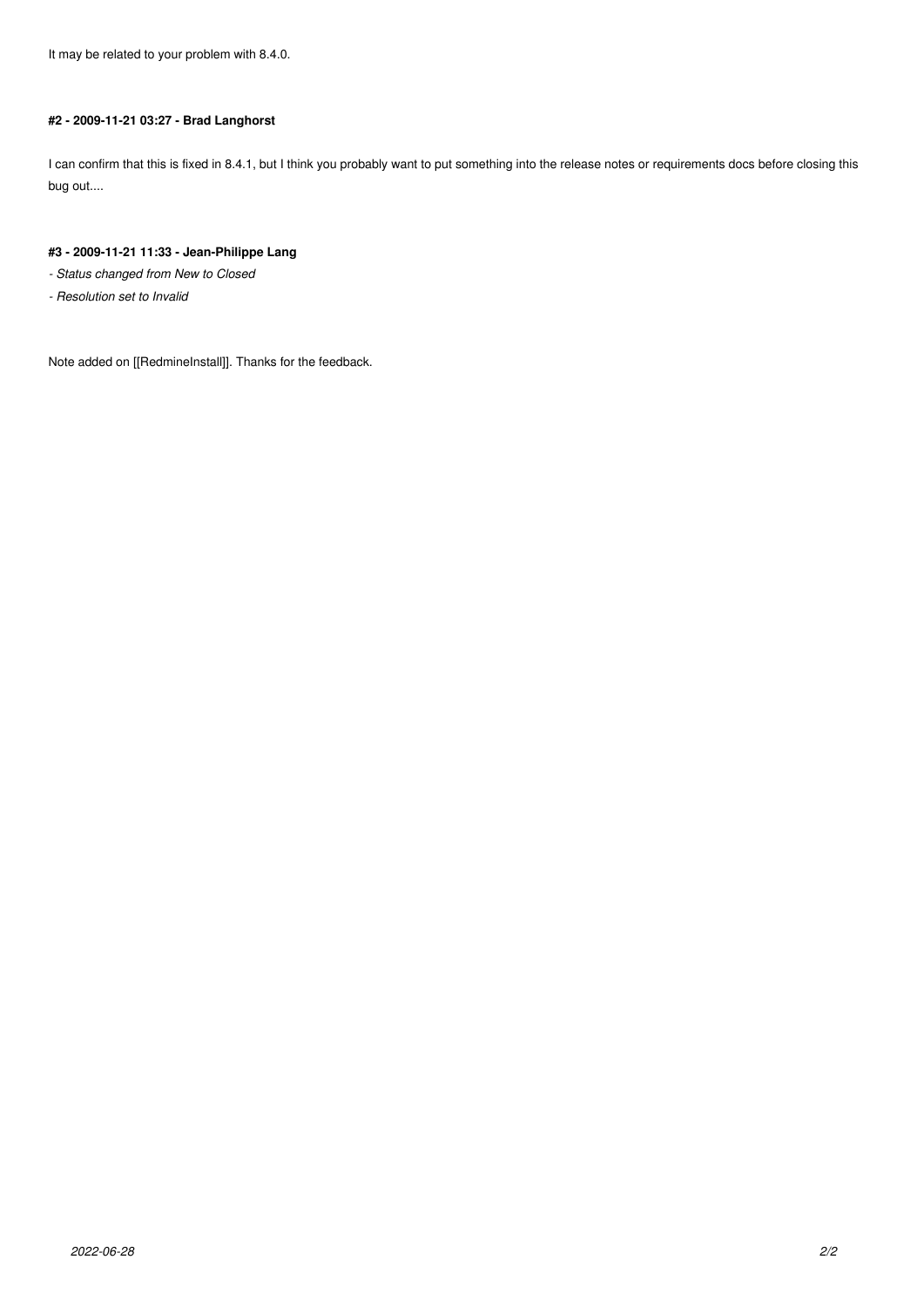It may be related to your problem with 8.4.0.

#### #2 - 2009-11-21 03:27 - Brad Langhorst

I can confirm that this is fixed in 8.4.1, but I think you probably want to put something into the release notes or requirements docs before closing this bug out....

#### #3 - 2009-11-21 11:33 - Jean-Philippe Lang

*- Status changed from New to Closed*

*- Resolution set to Invalid*

Note added on [[RedmineInstall]]. Thanks for the feedback.